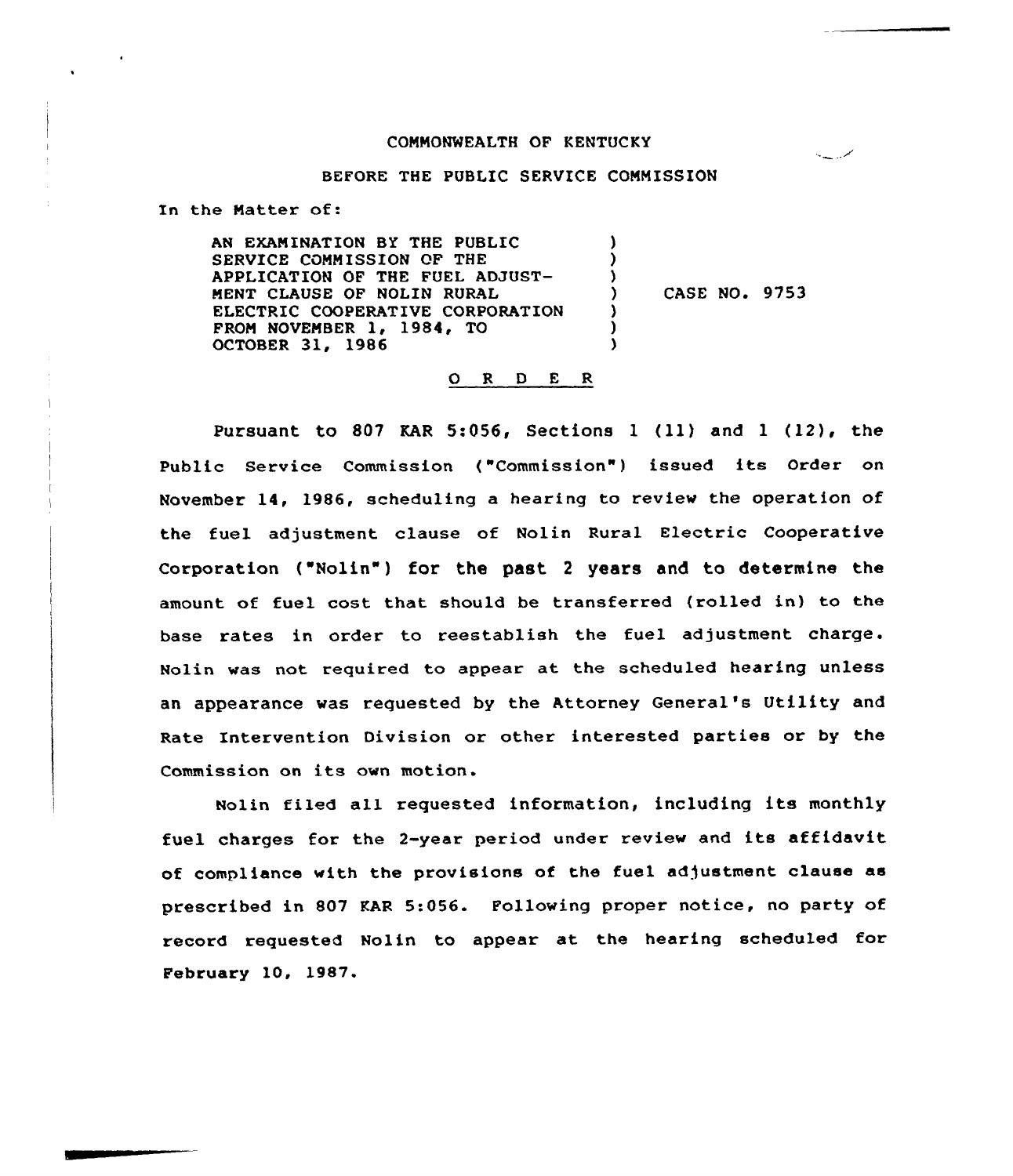COMMONWEALTH OF KENTUCKY

BEFORE THE PUBLIC SERVICE COMMISSION

In the Matter of:

AN EXAMINATION BY THE PUBLIC SERVICE COMMISSION OF THE APPLICATION OF THE FUEL ADJUSTMENT CLAUSE OF NOLIN RURAL ELECTRIC COOPERATIVE CORPORATION FROM NOVEMBER 1, 1984, TO OCTOBER 31, 1986 ) CASE NO. 9753

O R D E R

Pursuant to 807 KAR 5:056, Sections 1 (11) and 1 (12), the Public Service Commission ("Commission") issued its Order on November 14, 1986, scheduling a hearing to review the operation of the fuel adjustment clause of Nolin Rural Electric Cooperative Corporation ("Nolin") for the past 2 years and to determine the amount of fuel cost that should be transferred (rolled in) to the base rates in order to reestablish the fuel adjustment charge. Nolin was not required to appear at the scheduled hearing unless an appearance was requested by the Attorney General's Utility and Rate Intervention Division or other interested parties or by the Commission on its own motion.

Nolin filed all requested information, including its monthly fuel charges for the 2-year period under review and its affidavit of compliance with the provisions of the fuel adjustment clause as prescribed in 807 KAR 5:056. Following proper notice, no party of record requested Nolin to appear at the hearing scheduled for February 10, 1987.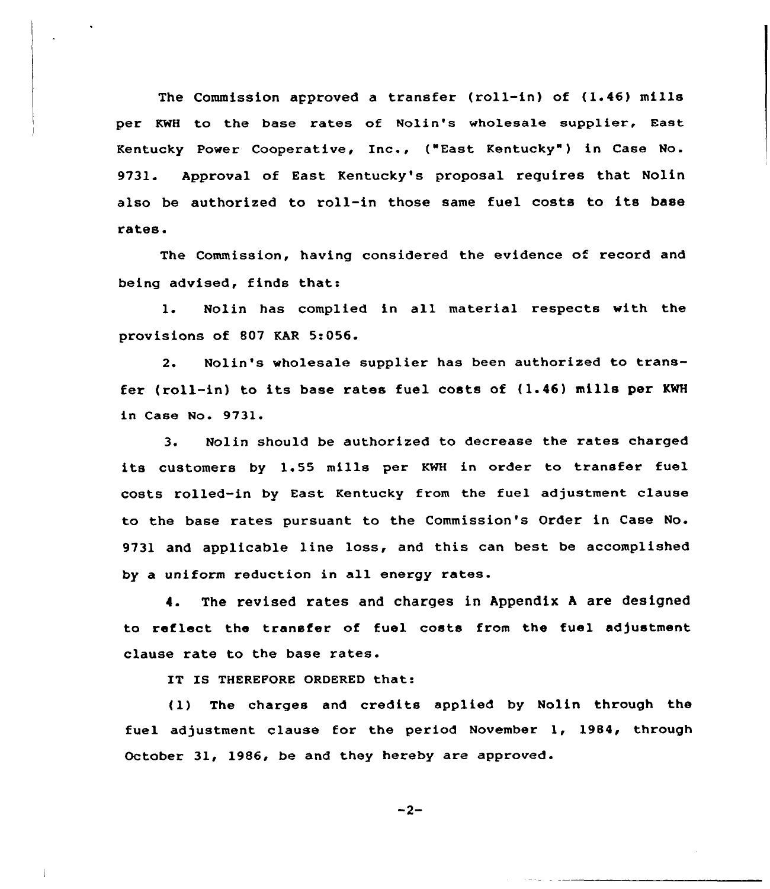The Commission approved a transfer (roll-in) of (1.46) mills per KWH to the base rates of Nolin's wholesale supplier, East Kentucky Power Cooperative, Inc., ("East Kentucky") in Case No. 9731. Approval of East Kentucky's proposal requires that Nolin also be authorized to roll-in those same fuel costs to its base rates.

The Commission, having considered the evidence of record and being advised, finds that:

1. Nolin has complied in all material respects with the provisions of 807 KAR 5:056.

2. Nolin's wholesale supplier has been authorized to transfer (roll-in) to its base rates fuel costs of (1.46) mills per KWH in Case No. 9731.

3. Nolin should be authorized to decrease the rates charged its customers by 1.55 mills per KWH in order to transfer fuel costs rolled-in by East Kentucky from the fuel adjustment clause to the base rates pursuant to the Commission's Order in Case No. 9731 and applicable line loss, and this can best be accomplished by a uniform reduction in all energy rates.

4. The revised rates and charges in Appendix A are designed to reflect the transfer of fuel costs from the fuel adjustment clause rate to the base rates.

IT IS THEREFORE ORDERED that:

(1) The charges and credits applied by Nolin through the fuel adjustment clause for the period November 1, 1984, through October 31, 1986, be and they hereby are approved.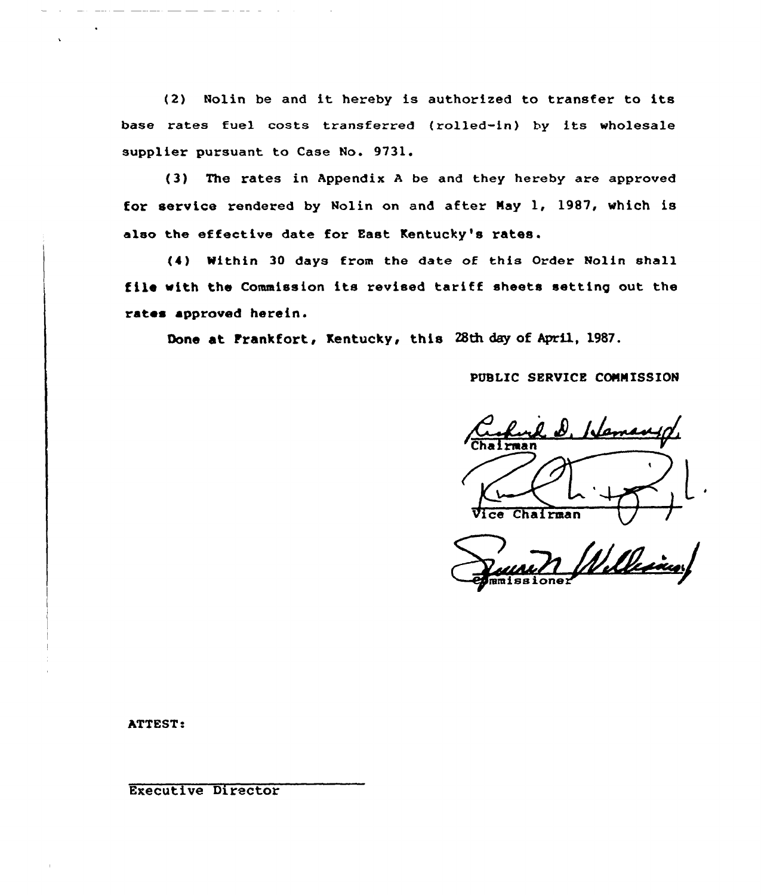(2) Nolin be and it hereby is authorized to transfer to its base rates fuel costs transferred (rolled-in) by its wholesale supplier pursuant to Case No. 9731.

(3) The rates in Appendix A be and they hereby are approved for service rendered by Nolin on and after May 1, 1987, which is also the effective date for East Kentucky's rates.

(4) Within 30 days from the date of this Order Nolin shall file with the Commission its revised tariff sheets setting out the rates approved herein.

Done at Frankfort, Kentucky, this 28th day of April, 1987.

PUBLIC SERVICE COMMISSION

Chairman

Vice Chairman

Commissioner

ATTEST:

Executive Director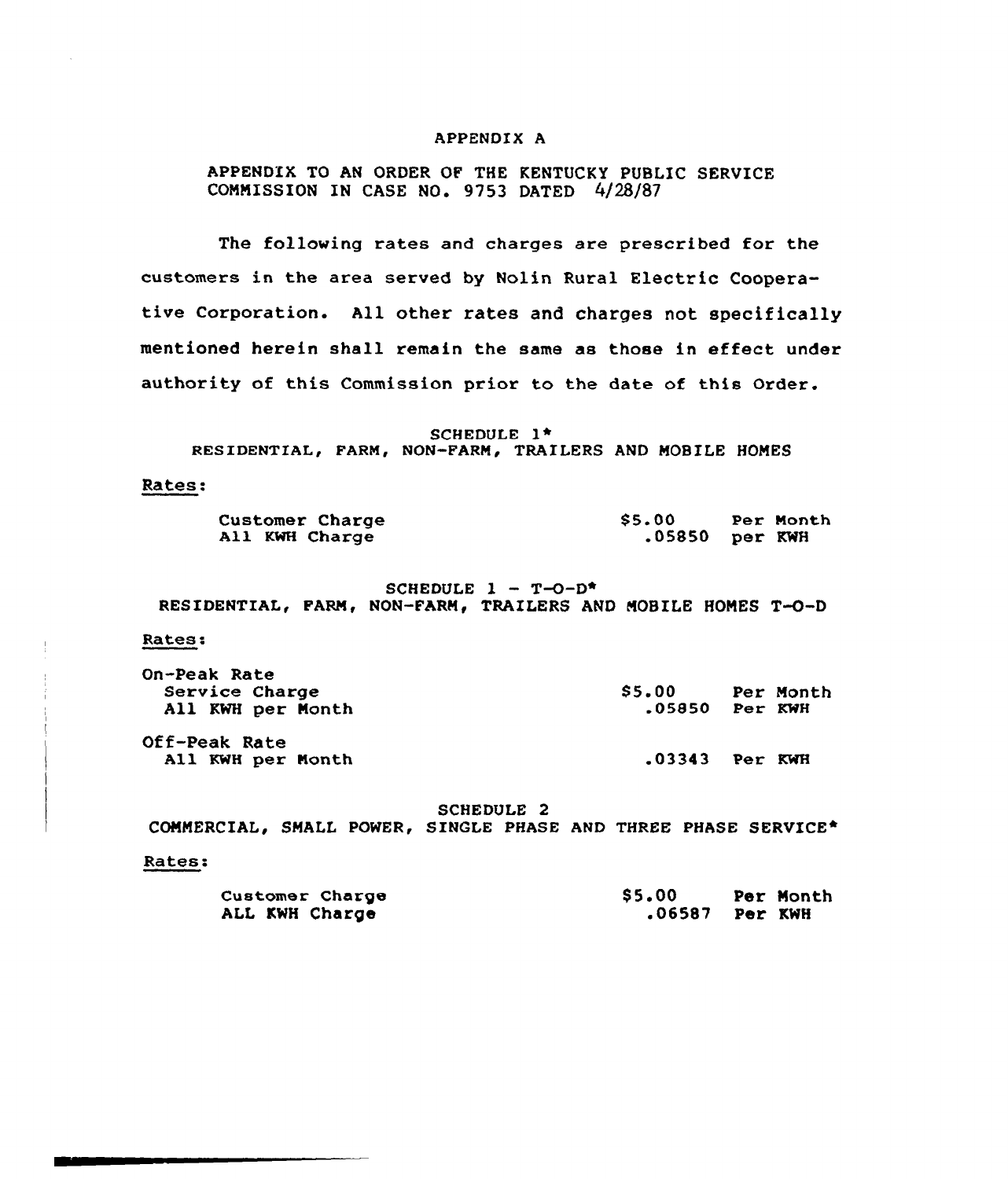APPENDIX A

APPENDIX TO AN ORDER OF THE KENTUCKY PUBLIC SERVICE COMMISSION IN CASE NO. 9753 DATED 4/28/87

The following rates and charges are prescribed for the customers in the area served by Nolin Rural Electric Cooperative Corporation. All other rates and charges not specifically mentioned herein shall remain the same as those in effect under authority of this Commission prior to the date of this Order.

SCHEDULE 1*
RESIDENTIAL, FARM, NON-FARM, TRAILERS AND MOBILE HOMES

Rates:

| | | |
|---|---|---|
| Customer Charge | $5.00 | Per Month |
| All KWH Charge | .05850 | per KWH |

SCHEDULE 1 - T-O-D*
RESIDENTIAL, FARM, NON-FARM, TRAILERS AND MOBILE HOMES T-O-D

Rates:

| | | |
|---|---|---|
| On-Peak Rate | | |
| Service Charge | $5.00 | Per Month |
| All KWH per Month | .05850 | Per KWH |
| Off-Peak Rate | | |
| All KWH per Month | .03343 | Per KWH |

SCHEDULE 2
COMMERCIAL, SMALL POWER, SINGLE PHASE AND THREE PHASE SERVICE*

Rates:

| | | |
|---|---|---|
| Customer Charge | $5.00 | Per Month |
| ALL KWH Charge | .06587 | Per KWH |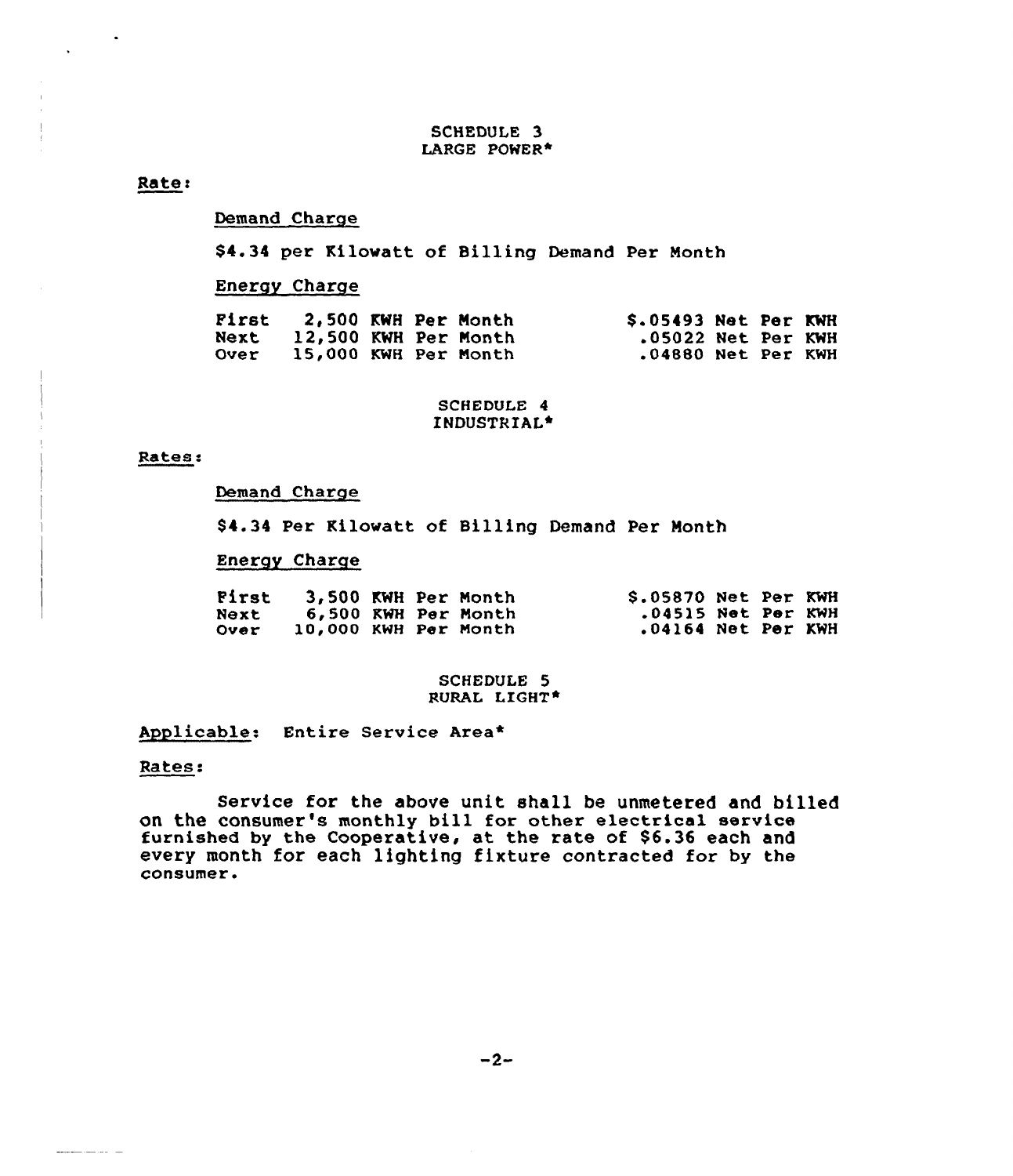## SCHEDULE 3
## LARGE POWER*

**Rate:**

Demand Charge

$4.34 per Kilowatt of Billing Demand Per Month

Energy Charge

| | | |
|---|---|---|
| First | 2,500 KWH Per Month | $.05493 Net Per KWH |
| Next | 12,500 KWH Per Month | .05022 Net Per KWH |
| Over | 15,000 KWH Per Month | .04880 Net Per KWH |

## SCHEDULE 4
## INDUSTRIAL*

**Rates:**

Demand Charge

$4.34 Per Kilowatt of Billing Demand Per Month

Energy Charge

| | | |
|---|---|---|
| First | 3,500 KWH Per Month | $.05870 Net Per KWH |
| Next | 6,500 KWH Per Month | .04515 Net Per KWH |
| Over | 10,000 KWH Per Month | .04164 Net Per KWH |

## SCHEDULE 5
## RURAL LIGHT*

**Applicable:** Entire Service Area*

**Rates:**

Service for the above unit shall be unmetered and billed on the consumer's monthly bill for other electrical service furnished by the Cooperative, at the rate of $6.36 each and every month for each lighting fixture contracted for by the consumer.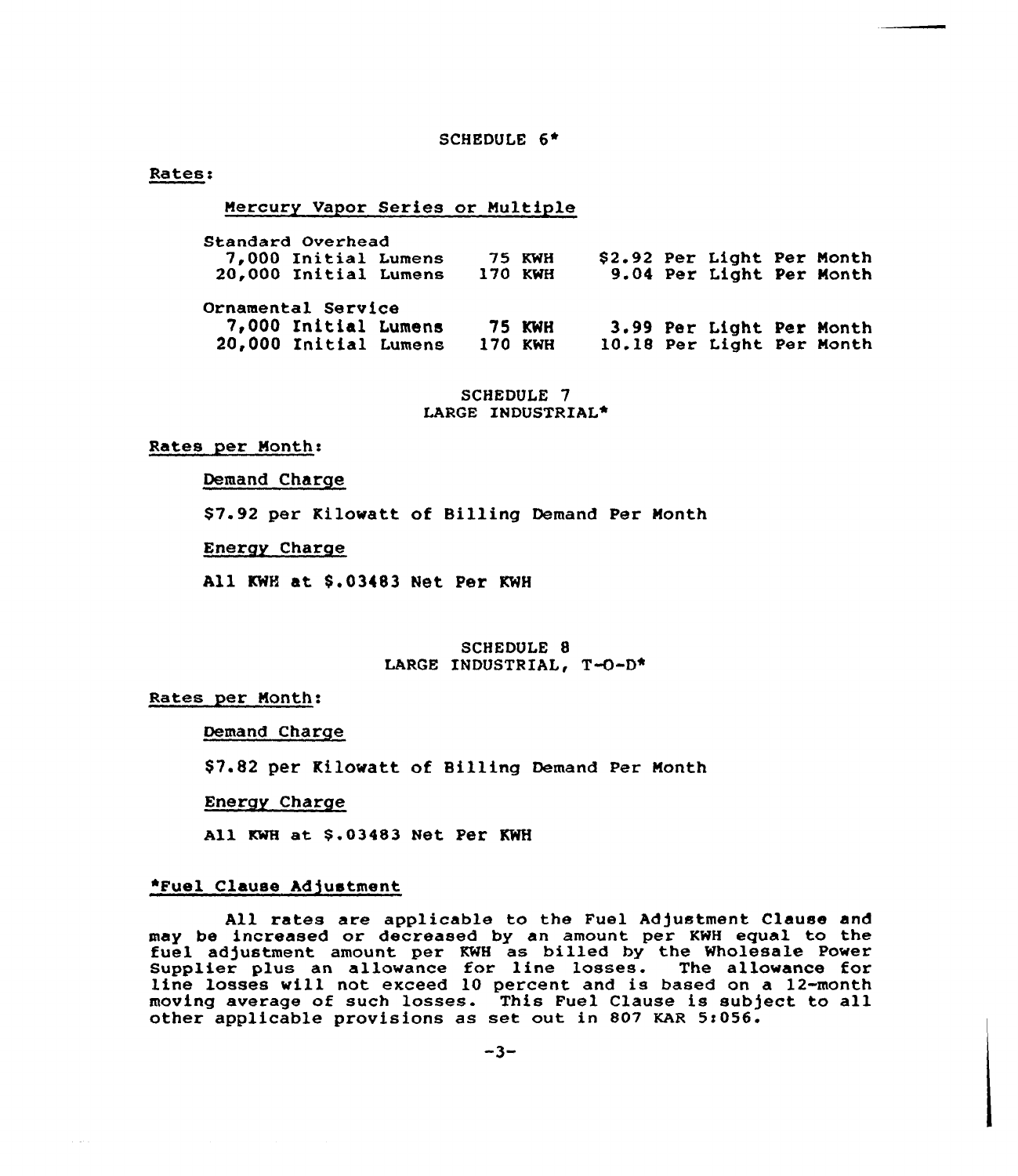SCHEDULE 6*

Rates:

Mercury Vapor Series or Multiple

| | | |
|---|---|---|
| Standard Overhead | | |
| 7,000 Initial Lumens | 75 KWH | $2.92 Per Light Per Month |
| 20,000 Initial Lumens | 170 KWH | 9.04 Per Light Per Month |
| Ornamental Service | | |
| 7,000 Initial Lumens | 75 KWH | 3.99 Per Light Per Month |
| 20,000 Initial Lumens | 170 KWH | 10.18 Per Light Per Month |

SCHEDULE 7
LARGE INDUSTRIAL*

Rates per Month:

Demand Charge

$7.92 per Kilowatt of Billing Demand Per Month

Energy Charge

All KWH at $.03483 Net Per KWH

SCHEDULE 8
LARGE INDUSTRIAL, T-O-D*

Rates per Month:

Demand Charge

$7.82 per Kilowatt of Billing Demand Per Month

Energy Charge

All KWH at $.03483 Net Per KWH

*Fuel Clause Adjustment

All rates are applicable to the Fuel Adjustment Clause and may be increased or decreased by an amount per KWH equal to the fuel adjustment amount per KWH as billed by the Wholesale Power Supplier plus an allowance for line losses. The allowance for line losses will not exceed 10 percent and is based on a 12-month moving average of such losses. This Fuel Clause is subject to all other applicable provisions as set out in 807 KAR 5:056.